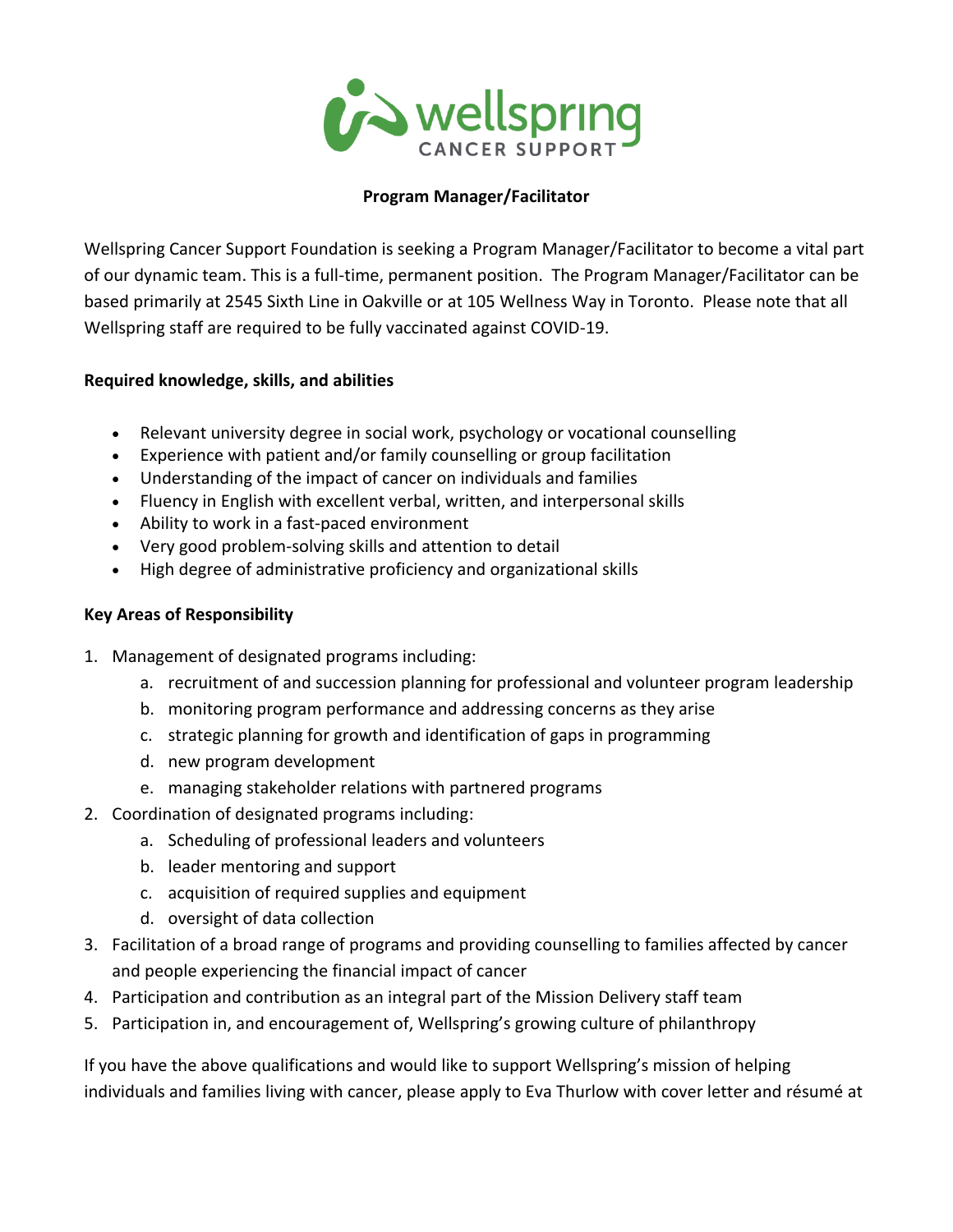# Program Manager/Facilitator

Wellspring Cancer Support Foundation is seeking a Program Manager/Facilitator to become a vital part of our dynamic team. This is a full-time, permanent position. The Program Manager/Facilitator can be based primarily at 2545 Sixth Line in Oakville or at 105 Wellness Way in Toronto. Please note that all Wellspring staff are required to be fully vaccinated against COVID-19.

**Required knowledge, skills, and abilities**

- Relevant university degree in social work, psychology or vocational counselling
- Experience with patient and/or family counselling or group facilitation
- Understanding of the impact of cancer on individuals and families
- Fluency in English with excellent verbal, written, and interpersonal skills
- Ability to work in a fast-paced environment
- Very good problem-solving skills and attention to detail
- High degree of administrative proficiency and organizational skills

**Key Areas of Responsibility**

1. Management of designated programs including:
   a. recruitment of and succession planning for professional and volunteer program leadership
   b. monitoring program performance and addressing concerns as they arise
   c. strategic planning for growth and identification of gaps in programming
   d. new program development
   e. managing stakeholder relations with partnered programs
2. Coordination of designated programs including:
   a. Scheduling of professional leaders and volunteers
   b. leader mentoring and support
   c. acquisition of required supplies and equipment
   d. oversight of data collection
3. Facilitation of a broad range of programs and providing counselling to families affected by cancer and people experiencing the financial impact of cancer
4. Participation and contribution as an integral part of the Mission Delivery staff team
5. Participation in, and encouragement of, Wellspring's growing culture of philanthropy

If you have the above qualifications and would like to support Wellspring's mission of helping individuals and families living with cancer, please apply to Eva Thurlow with cover letter and résumé at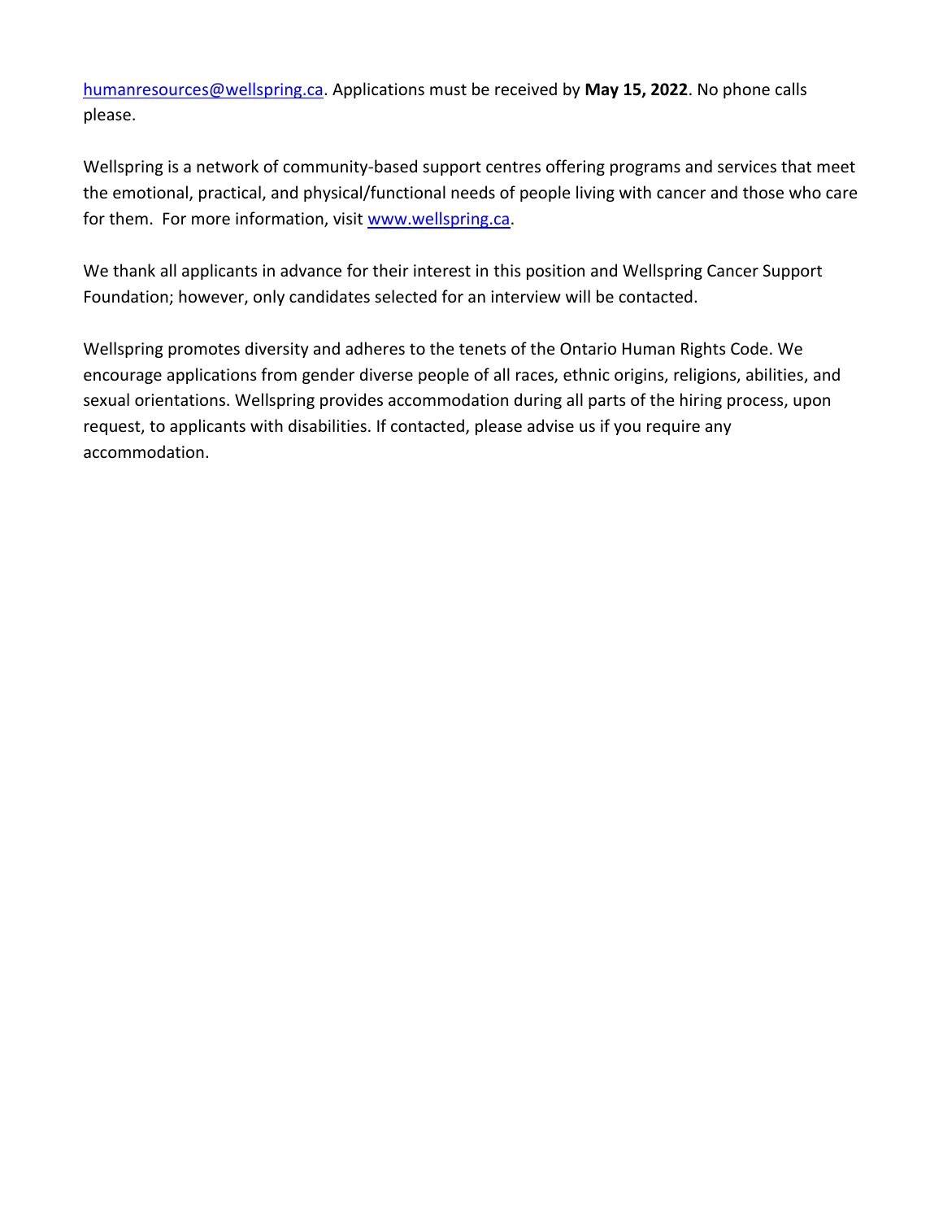humanresources@wellspring.ca. Applications must be received by **May 15, 2022**. No phone calls please.

Wellspring is a network of community-based support centres offering programs and services that meet the emotional, practical, and physical/functional needs of people living with cancer and those who care for them. For more information, visit www.wellspring.ca.

We thank all applicants in advance for their interest in this position and Wellspring Cancer Support Foundation; however, only candidates selected for an interview will be contacted.

Wellspring promotes diversity and adheres to the tenets of the Ontario Human Rights Code. We encourage applications from gender diverse people of all races, ethnic origins, religions, abilities, and sexual orientations. Wellspring provides accommodation during all parts of the hiring process, upon request, to applicants with disabilities. If contacted, please advise us if you require any accommodation.